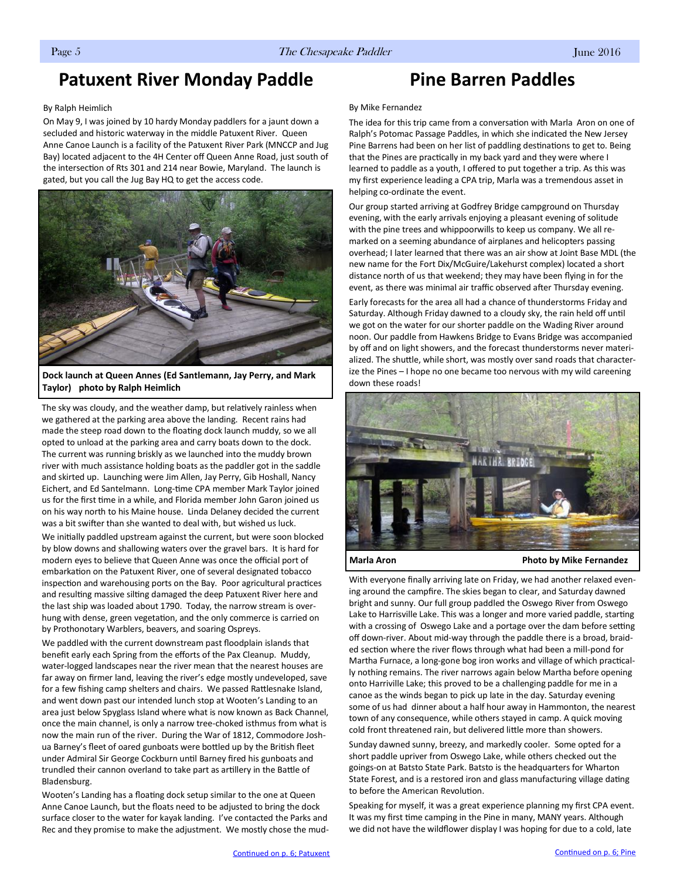# Patuxent River Monday Paddle

By Ralph Heimlich

On May 9, I was joined by 10 hardy Monday paddlers for a jaunt down a secluded and historic waterway in the middle Patuxent River. Queen Anne Canoe Launch is a facility of the Patuxent River Park (MNCCP and Jug Bay) located adjacent to the 4H Center off Queen Anne Road, just south of the intersection of Rts 301 and 214 near Bowie, Maryland. The launch is gated, but you call the Jug Bay HQ to get the access code.

**Dock launch at Queen Annes (Ed Santlemann, Jay Perry, and Mark Taylor) photo by Ralph Heimlich**

The sky was cloudy, and the weather damp, but relatively rainless when we gathered at the parking area above the landing. Recent rains had made the steep road down to the floating dock launch muddy, so we all opted to unload at the parking area and carry boats down to the dock. The current was running briskly as we launched into the muddy brown river with much assistance holding boats as the paddler got in the saddle and skirted up. Launching were Jim Allen, Jay Perry, Gib Hoshall, Nancy Eichert, and Ed Santelmann. Long-time CPA member Mark Taylor joined us for the first time in a while, and Florida member John Garon joined us on his way north to his Maine house. Linda Delaney decided the current was a bit swifter than she wanted to deal with, but wished us luck.

We initially paddled upstream against the current, but were soon blocked by blow downs and shallowing waters over the gravel bars. It is hard for modern eyes to believe that Queen Anne was once the official port of embarkation on the Patuxent River, one of several designated tobacco inspection and warehousing ports on the Bay. Poor agricultural practices and resulting massive silting damaged the deep Patuxent River here and the last ship was loaded about 1790. Today, the narrow stream is overhung with dense, green vegetation, and the only commerce is carried on by Prothonotary Warblers, beavers, and soaring Ospreys.

We paddled with the current downstream past floodplain islands that benefit early each Spring from the efforts of the Pax Cleanup. Muddy, water-logged landscapes near the river mean that the nearest houses are far away on firmer land, leaving the river's edge mostly undeveloped, save for a few fishing camp shelters and chairs. We passed Rattlesnake Island, and went down past our intended lunch stop at Wooten's Landing to an area just below Spyglass Island where what is now known as Back Channel, once the main channel, is only a narrow tree-choked isthmus from what is now the main run of the river. During the War of 1812, Commodore Joshua Barney's fleet of oared gunboats were bottled up by the British fleet under Admiral Sir George Cockburn until Barney fired his gunboats and trundled their cannon overland to take part as artillery in the Battle of Bladensburg.

Wooten's Landing has a floating dock setup similar to the one at Queen Anne Canoe Launch, but the floats need to be adjusted to bring the dock surface closer to the water for kayak landing. I've contacted the Parks and Rec and they promise to make the adjustment. We mostly chose the mud-

Continued on p. 6; Patuxent

# Pine Barren Paddles

By Mike Fernandez

The idea for this trip came from a conversation with Marla Aron on one of Ralph's Potomac Passage Paddles, in which she indicated the New Jersey Pine Barrens had been on her list of paddling destinations to get to. Being that the Pines are practically in my back yard and they were where I learned to paddle as a youth, I offered to put together a trip. As this was my first experience leading a CPA trip, Marla was a tremendous asset in helping co-ordinate the event.

Our group started arriving at Godfrey Bridge campground on Thursday evening, with the early arrivals enjoying a pleasant evening of solitude with the pine trees and whippoorwills to keep us company. We all remarked on a seeming abundance of airplanes and helicopters passing overhead; I later learned that there was an air show at Joint Base MDL (the new name for the Fort Dix/McGuire/Lakehurst complex) located a short distance north of us that weekend; they may have been flying in for the event, as there was minimal air traffic observed after Thursday evening.

Early forecasts for the area all had a chance of thunderstorms Friday and Saturday. Although Friday dawned to a cloudy sky, the rain held off until we got on the water for our shorter paddle on the Wading River around noon. Our paddle from Hawkens Bridge to Evans Bridge was accompanied by off and on light showers, and the forecast thunderstorms never materialized. The shuttle, while short, was mostly over sand roads that characterize the Pines – I hope no one became too nervous with my wild careening down these roads!

**Marla Aron** **Photo by Mike Fernandez**

With everyone finally arriving late on Friday, we had another relaxed evening around the campfire. The skies began to clear, and Saturday dawned bright and sunny. Our full group paddled the Oswego River from Oswego Lake to Harrisville Lake. This was a longer and more varied paddle, starting with a crossing of Oswego Lake and a portage over the dam before setting off down-river. About mid-way through the paddle there is a broad, braided section where the river flows through what had been a mill-pond for Martha Furnace, a long-gone bog iron works and village of which practically nothing remains. The river narrows again below Martha before opening onto Harriville Lake; this proved to be a challenging paddle for me in a canoe as the winds began to pick up late in the day. Saturday evening some of us had dinner about a half hour away in Hammonton, the nearest town of any consequence, while others stayed in camp. A quick moving cold front threatened rain, but delivered little more than showers.

Sunday dawned sunny, breezy, and markedly cooler. Some opted for a short paddle upriver from Oswego Lake, while others checked out the goings-on at Batsto State Park. Batsto is the headquarters for Wharton State Forest, and is a restored iron and glass manufacturing village dating to before the American Revolution.

Speaking for myself, it was a great experience planning my first CPA event. It was my first time camping in the Pine in many, MANY years. Although we did not have the wildflower display I was hoping for due to a cold, late

Continued on p. 6; Pine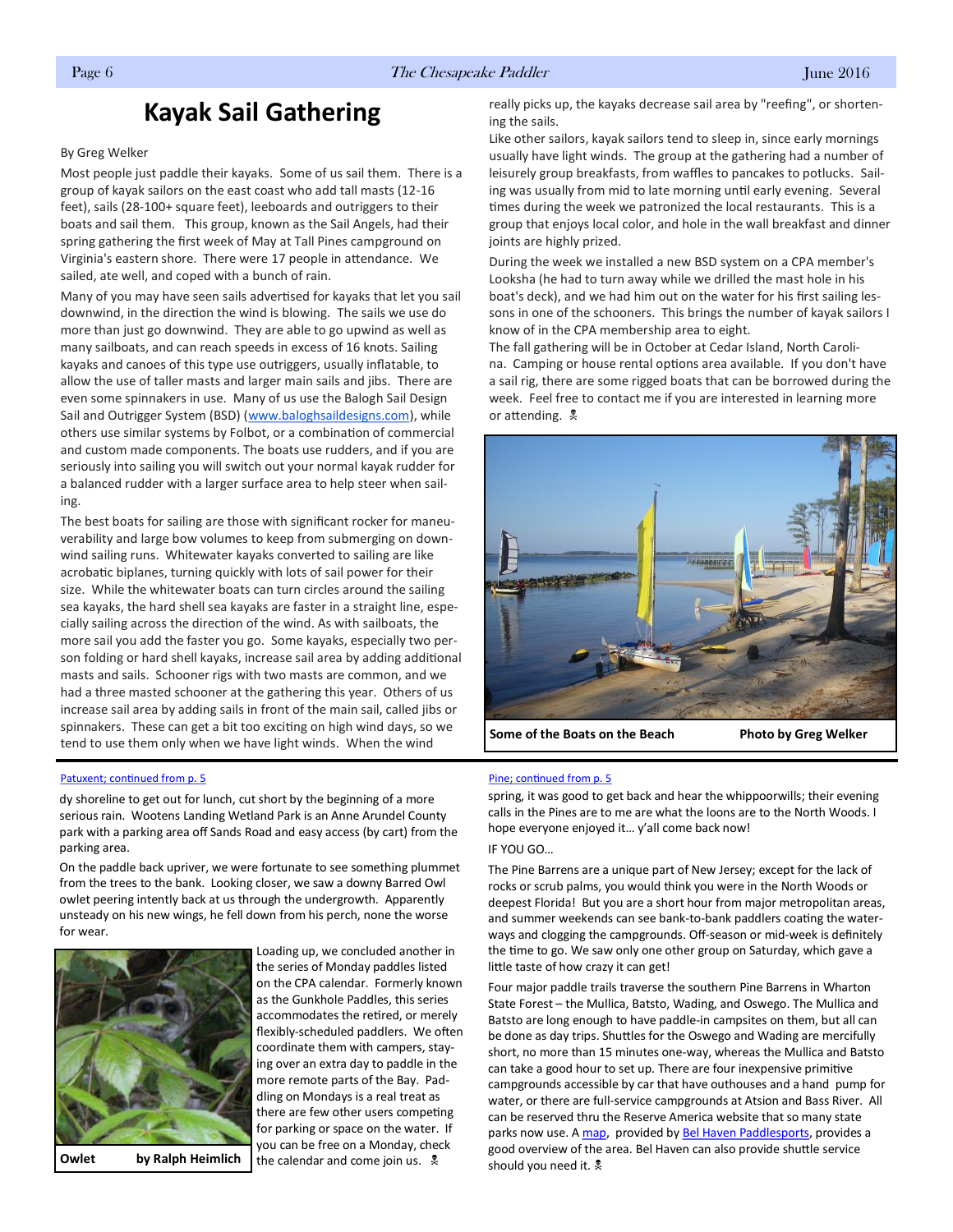# Kayak Sail Gathering

By Greg Welker

Most people just paddle their kayaks. Some of us sail them. There is a group of kayak sailors on the east coast who add tall masts (12-16 feet), sails (28-100+ square feet), leeboards and outriggers to their boats and sail them. This group, known as the Sail Angels, had their spring gathering the first week of May at Tall Pines campground on Virginia's eastern shore. There were 17 people in attendance. We sailed, ate well, and coped with a bunch of rain.

Many of you may have seen sails advertised for kayaks that let you sail downwind, in the direction the wind is blowing. The sails we use do more than just go downwind. They are able to go upwind as well as many sailboats, and can reach speeds in excess of 16 knots. Sailing kayaks and canoes of this type use outriggers, usually inflatable, to allow the use of taller masts and larger main sails and jibs. There are even some spinnakers in use. Many of us use the Balogh Sail Design Sail and Outrigger System (BSD) (www.baloghsaildesigns.com), while others use similar systems by Folbot, or a combination of commercial and custom made components. The boats use rudders, and if you are seriously into sailing you will switch out your normal kayak rudder for a balanced rudder with a larger surface area to help steer when sailing.

The best boats for sailing are those with significant rocker for maneuverability and large bow volumes to keep from submerging on downwind sailing runs. Whitewater kayaks converted to sailing are like acrobatic biplanes, turning quickly with lots of sail power for their size. While the whitewater boats can turn circles around the sailing sea kayaks, the hard shell sea kayaks are faster in a straight line, especially sailing across the direction of the wind. As with sailboats, the more sail you add the faster you go. Some kayaks, especially two person folding or hard shell kayaks, increase sail area by adding additional masts and sails. Schooner rigs with two masts are common, and we had a three masted schooner at the gathering this year. Others of us increase sail area by adding sails in front of the main sail, called jibs or spinnakers. These can get a bit too exciting on high wind days, so we tend to use them only when we have light winds. When the wind really picks up, the kayaks decrease sail area by "reefing", or shortening the sails.

Like other sailors, kayak sailors tend to sleep in, since early mornings usually have light winds. The group at the gathering had a number of leisurely group breakfasts, from waffles to pancakes to potlucks. Sailing was usually from mid to late morning until early evening. Several times during the week we patronized the local restaurants. This is a group that enjoys local color, and hole in the wall breakfast and dinner joints are highly prized.

During the week we installed a new BSD system on a CPA member's Looksha (he had to turn away while we drilled the mast hole in his boat's deck), and we had him out on the water for his first sailing lessons in one of the schooners. This brings the number of kayak sailors I know of in the CPA membership area to eight.

The fall gathering will be in October at Cedar Island, North Carolina. Camping or house rental options area available. If you don't have a sail rig, there are some rigged boats that can be borrowed during the week. Feel free to contact me if you are interested in learning more or attending.

**Some of the Boats on the Beach** **Photo by Greg Welker**

---

Patuxent; continued from p. 5

dy shoreline to get out for lunch, cut short by the beginning of a more serious rain. Wootens Landing Wetland Park is an Anne Arundel County park with a parking area off Sands Road and easy access (by cart) from the parking area.

On the paddle back upriver, we were fortunate to see something plummet from the trees to the bank. Looking closer, we saw a downy Barred Owl owlet peering intently back at us through the undergrowth. Apparently unsteady on his new wings, he fell down from his perch, none the worse for wear.

Loading up, we concluded another in the series of Monday paddles listed on the CPA calendar. Formerly known as the Gunkhole Paddles, this series accommodates the retired, or merely flexibly-scheduled paddlers. We often coordinate them with campers, staying over an extra day to paddle in the more remote parts of the Bay. Paddling on Mondays is a real treat as there are few other users competing for parking or space on the water. If you can be free on a Monday, check the calendar and come join us.

**Owlet** **by Ralph Heimlich**

---

Pine; continued from p. 5

spring, it was good to get back and hear the whippoorwills; their evening calls in the Pines are to me are what the loons are to the North Woods. I hope everyone enjoyed it… y'all come back now!

IF YOU GO…

The Pine Barrens are a unique part of New Jersey; except for the lack of rocks or scrub palms, you would think you were in the North Woods or deepest Florida! But you are a short hour from major metropolitan areas, and summer weekends can see bank-to-bank paddlers coating the waterways and clogging the campgrounds. Off-season or mid-week is definitely the time to go. We saw only one other group on Saturday, which gave a little taste of how crazy it can get!

Four major paddle trails traverse the southern Pine Barrens in Wharton State Forest – the Mullica, Batsto, Wading, and Oswego. The Mullica and Batsto are long enough to have paddle-in campsites on them, but all can be done as day trips. Shuttles for the Oswego and Wading are mercifully short, no more than 15 minutes one-way, whereas the Mullica and Batsto can take a good hour to set up. There are four inexpensive primitive campgrounds accessible by car that have outhouses and a hand pump for water, or there are full-service campgrounds at Atsion and Bass River. All can be reserved thru the Reserve America website that so many state parks now use. A map, provided by Bel Haven Paddlesports, provides a good overview of the area. Bel Haven can also provide shuttle service should you need it.